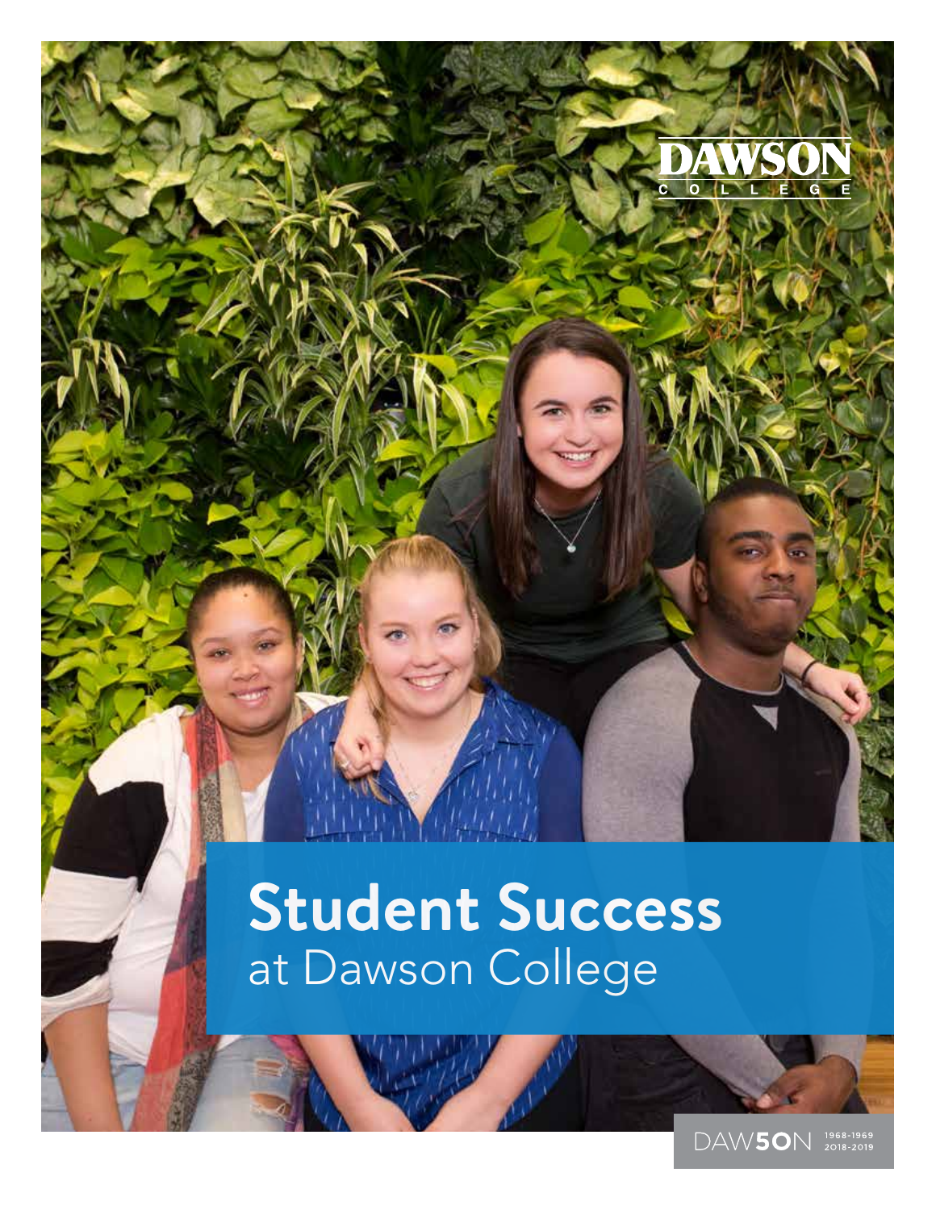DAWSON COLLEGE

# Student Success at Dawson College

DAW5ON 1968-1969 2018-2019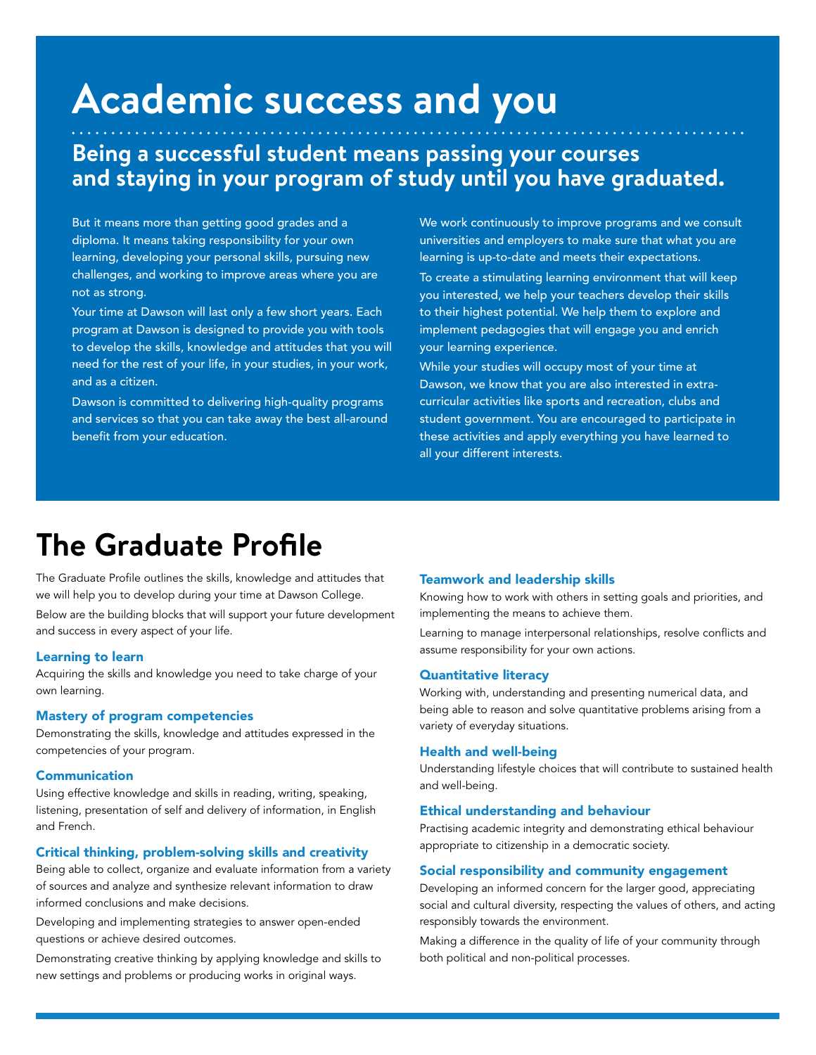# Academic success and you

## Being a successful student means passing your courses and staying in your program of study until you have graduated.

But it means more than getting good grades and a diploma. It means taking responsibility for your own learning, developing your personal skills, pursuing new challenges, and working to improve areas where you are not as strong.

Your time at Dawson will last only a few short years. Each program at Dawson is designed to provide you with tools to develop the skills, knowledge and attitudes that you will need for the rest of your life, in your studies, in your work, and as a citizen.

Dawson is committed to delivering high-quality programs and services so that you can take away the best all-around benefit from your education.

We work continuously to improve programs and we consult universities and employers to make sure that what you are learning is up-to-date and meets their expectations.

To create a stimulating learning environment that will keep you interested, we help your teachers develop their skills to their highest potential. We help them to explore and implement pedagogies that will engage you and enrich your learning experience.

While your studies will occupy most of your time at Dawson, we know that you are also interested in extra-curricular activities like sports and recreation, clubs and student government. You are encouraged to participate in these activities and apply everything you have learned to all your different interests.

# The Graduate Profile

The Graduate Profile outlines the skills, knowledge and attitudes that we will help you to develop during your time at Dawson College.

Below are the building blocks that will support your future development and success in every aspect of your life.

### Learning to learn

Acquiring the skills and knowledge you need to take charge of your own learning.

### Mastery of program competencies

Demonstrating the skills, knowledge and attitudes expressed in the competencies of your program.

### Communication

Using effective knowledge and skills in reading, writing, speaking, listening, presentation of self and delivery of information, in English and French.

### Critical thinking, problem-solving skills and creativity

Being able to collect, organize and evaluate information from a variety of sources and analyze and synthesize relevant information to draw informed conclusions and make decisions.

Developing and implementing strategies to answer open-ended questions or achieve desired outcomes.

Demonstrating creative thinking by applying knowledge and skills to new settings and problems or producing works in original ways.

### Teamwork and leadership skills

Knowing how to work with others in setting goals and priorities, and implementing the means to achieve them.

Learning to manage interpersonal relationships, resolve conflicts and assume responsibility for your own actions.

### Quantitative literacy

Working with, understanding and presenting numerical data, and being able to reason and solve quantitative problems arising from a variety of everyday situations.

### Health and well-being

Understanding lifestyle choices that will contribute to sustained health and well-being.

### Ethical understanding and behaviour

Practising academic integrity and demonstrating ethical behaviour appropriate to citizenship in a democratic society.

### Social responsibility and community engagement

Developing an informed concern for the larger good, appreciating social and cultural diversity, respecting the values of others, and acting responsibly towards the environment.

Making a difference in the quality of life of your community through both political and non-political processes.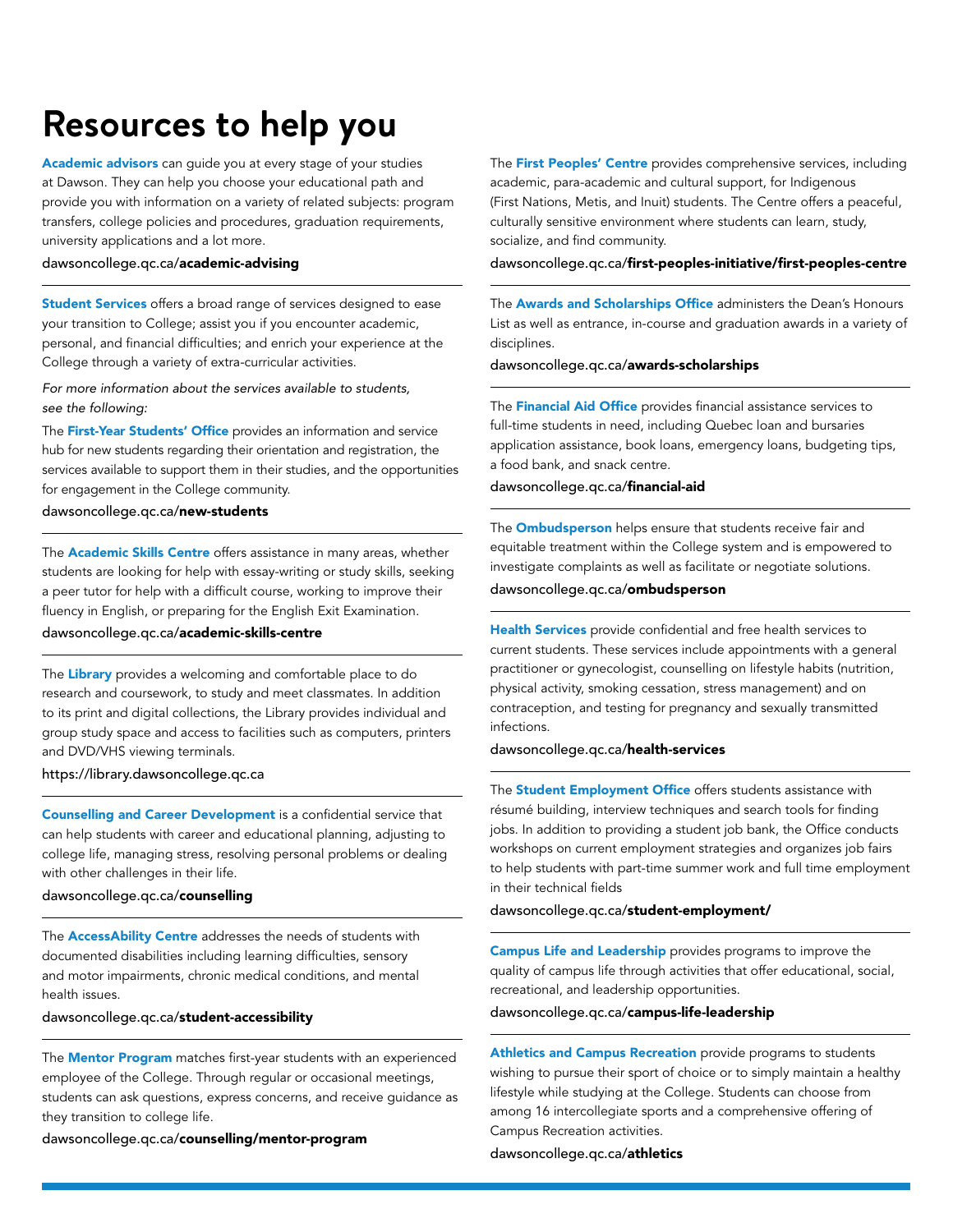# Resources to help you

**Academic advisors** can guide you at every stage of your studies at Dawson. They can help you choose your educational path and provide you with information on a variety of related subjects: program transfers, college policies and procedures, graduation requirements, university applications and a lot more.

dawsoncollege.qc.ca/**academic-advising**

**Student Services** offers a broad range of services designed to ease your transition to College; assist you if you encounter academic, personal, and financial difficulties; and enrich your experience at the College through a variety of extra-curricular activities.

*For more information about the services available to students, see the following:*

The **First-Year Students' Office** provides an information and service hub for new students regarding their orientation and registration, the services available to support them in their studies, and the opportunities for engagement in the College community.

dawsoncollege.qc.ca/**new-students**

The **Academic Skills Centre** offers assistance in many areas, whether students are looking for help with essay-writing or study skills, seeking a peer tutor for help with a difficult course, working to improve their fluency in English, or preparing for the English Exit Examination.

dawsoncollege.qc.ca/**academic-skills-centre**

The **Library** provides a welcoming and comfortable place to do research and coursework, to study and meet classmates. In addition to its print and digital collections, the Library provides individual and group study space and access to facilities such as computers, printers and DVD/VHS viewing terminals.

https://library.dawsoncollege.qc.ca

**Counselling and Career Development** is a confidential service that can help students with career and educational planning, adjusting to college life, managing stress, resolving personal problems or dealing with other challenges in their life.

dawsoncollege.qc.ca/**counselling**

The **AccessAbility Centre** addresses the needs of students with documented disabilities including learning difficulties, sensory and motor impairments, chronic medical conditions, and mental health issues.

dawsoncollege.qc.ca/**student-accessibility**

The **Mentor Program** matches first-year students with an experienced employee of the College. Through regular or occasional meetings, students can ask questions, express concerns, and receive guidance as they transition to college life.

dawsoncollege.qc.ca/**counselling/mentor-program**

The **First Peoples' Centre** provides comprehensive services, including academic, para-academic and cultural support, for Indigenous (First Nations, Metis, and Inuit) students. The Centre offers a peaceful, culturally sensitive environment where students can learn, study, socialize, and find community.

dawsoncollege.qc.ca/**first-peoples-initiative/first-peoples-centre**

The **Awards and Scholarships Office** administers the Dean's Honours List as well as entrance, in-course and graduation awards in a variety of disciplines.

dawsoncollege.qc.ca/**awards-scholarships**

The **Financial Aid Office** provides financial assistance services to full-time students in need, including Quebec loan and bursaries application assistance, book loans, emergency loans, budgeting tips, a food bank, and snack centre.

dawsoncollege.qc.ca/**financial-aid**

The **Ombudsperson** helps ensure that students receive fair and equitable treatment within the College system and is empowered to investigate complaints as well as facilitate or negotiate solutions.

dawsoncollege.qc.ca/**ombudsperson**

**Health Services** provide confidential and free health services to current students. These services include appointments with a general practitioner or gynecologist, counselling on lifestyle habits (nutrition, physical activity, smoking cessation, stress management) and on contraception, and testing for pregnancy and sexually transmitted infections.

dawsoncollege.qc.ca/**health-services**

The **Student Employment Office** offers students assistance with résumé building, interview techniques and search tools for finding jobs. In addition to providing a student job bank, the Office conducts workshops on current employment strategies and organizes job fairs to help students with part-time summer work and full time employment in their technical fields

dawsoncollege.qc.ca/**student-employment/**

**Campus Life and Leadership** provides programs to improve the quality of campus life through activities that offer educational, social, recreational, and leadership opportunities.

dawsoncollege.qc.ca/**campus-life-leadership**

**Athletics and Campus Recreation** provide programs to students wishing to pursue their sport of choice or to simply maintain a healthy lifestyle while studying at the College. Students can choose from among 16 intercollegiate sports and a comprehensive offering of Campus Recreation activities.

dawsoncollege.qc.ca/**athletics**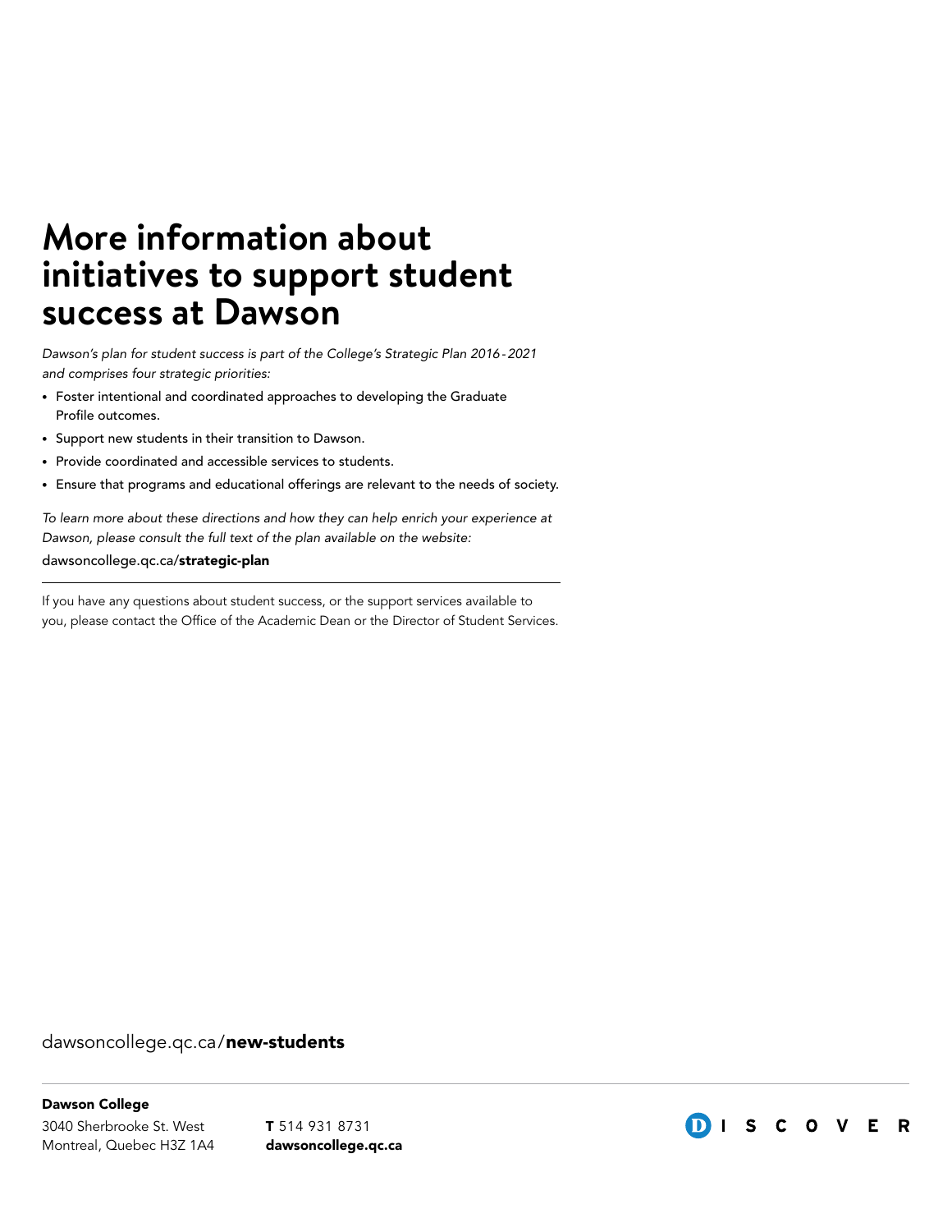# More information about initiatives to support student success at Dawson

*Dawson's plan for student success is part of the College's Strategic Plan 2016-2021 and comprises four strategic priorities:*

- Foster intentional and coordinated approaches to developing the Graduate Profile outcomes.
- Support new students in their transition to Dawson.
- Provide coordinated and accessible services to students.
- Ensure that programs and educational offerings are relevant to the needs of society.

*To learn more about these directions and how they can help enrich your experience at Dawson, please consult the full text of the plan available on the website:*

dawsoncollege.qc.ca/**strategic-plan**

---

If you have any questions about student success, or the support services available to you, please contact the Office of the Academic Dean or the Director of Student Services.

dawsoncollege.qc.ca/**new-students**

---

**Dawson College**
3040 Sherbrooke St. West
Montreal, Quebec H3Z 1A4

**T** 514 931 8731
**dawsoncollege.qc.ca**

DISCOVER